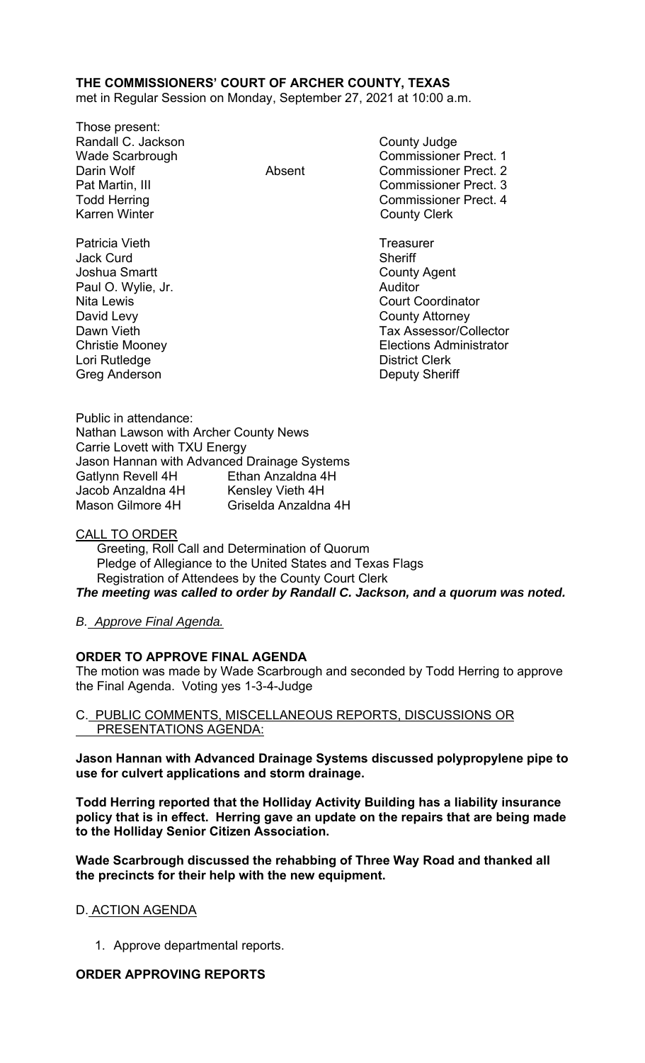**THE COMMISSIONERS' COURT OF ARCHER COUNTY, TEXAS**
met in Regular Session on Monday, September 27, 2021 at 10:00 a.m.

Those present:

| | | |
|---|---|---|
| Randall C. Jackson | | County Judge |
| Wade Scarbrough | | Commissioner Prect. 1 |
| Darin Wolf | Absent | Commissioner Prect. 2 |
| Pat Martin, III | | Commissioner Prect. 3 |
| Todd Herring | | Commissioner Prect. 4 |
| Karren Winter | | County Clerk |
| | | |
| Patricia Vieth | | Treasurer |
| Jack Curd | | Sheriff |
| Joshua Smartt | | County Agent |
| Paul O. Wylie, Jr. | | Auditor |
| Nita Lewis | | Court Coordinator |
| David Levy | | County Attorney |
| Dawn Vieth | | Tax Assessor/Collector |
| Christie Mooney | | Elections Administrator |
| Lori Rutledge | | District Clerk |
| Greg Anderson | | Deputy Sheriff |

Public in attendance:
Nathan Lawson with Archer County News
Carrie Lovett with TXU Energy
Jason Hannan with Advanced Drainage Systems

| | |
|---|---|
| Gatlynn Revell 4H | Ethan Anzaldna 4H |
| Jacob Anzaldna 4H | Kensley Vieth 4H |
| Mason Gilmore 4H | Griselda Anzaldna 4H |

CALL TO ORDER

Greeting, Roll Call and Determination of Quorum
Pledge of Allegiance to the United States and Texas Flags
Registration of Attendees by the County Court Clerk

***The meeting was called to order by Randall C. Jackson, and a quorum was noted.***

*B. Approve Final Agenda.*

**ORDER TO APPROVE FINAL AGENDA**

The motion was made by Wade Scarbrough and seconded by Todd Herring to approve the Final Agenda. Voting yes 1-3-4-Judge

C. PUBLIC COMMENTS, MISCELLANEOUS REPORTS, DISCUSSIONS OR PRESENTATIONS AGENDA:

**Jason Hannan with Advanced Drainage Systems discussed polypropylene pipe to use for culvert applications and storm drainage.**

**Todd Herring reported that the Holliday Activity Building has a liability insurance policy that is in effect. Herring gave an update on the repairs that are being made to the Holliday Senior Citizen Association.**

**Wade Scarbrough discussed the rehabbing of Three Way Road and thanked all the precincts for their help with the new equipment.**

D. ACTION AGENDA

1. Approve departmental reports.

**ORDER APPROVING REPORTS**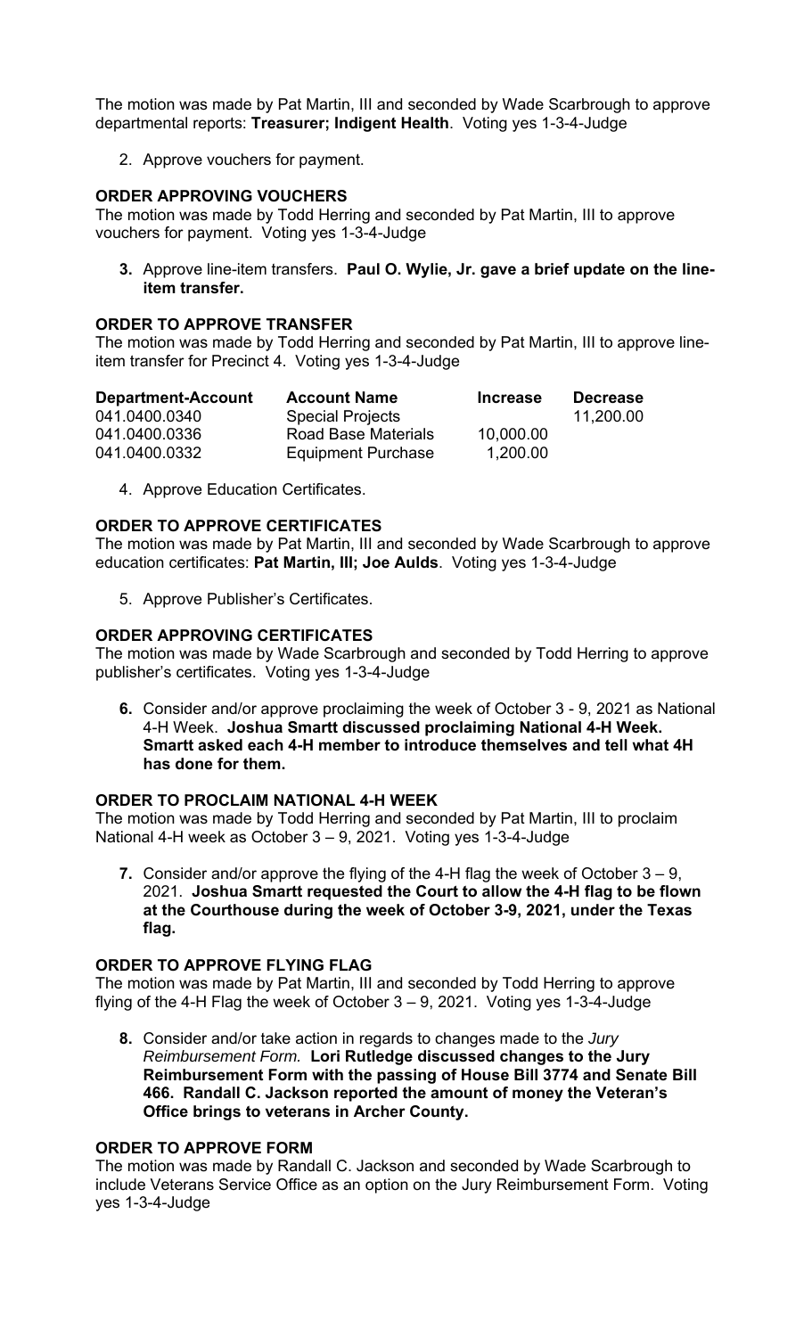The motion was made by Pat Martin, III and seconded by Wade Scarbrough to approve departmental reports: **Treasurer; Indigent Health**. Voting yes 1-3-4-Judge

2. Approve vouchers for payment.

**ORDER APPROVING VOUCHERS**

The motion was made by Todd Herring and seconded by Pat Martin, III to approve vouchers for payment. Voting yes 1-3-4-Judge

3. Approve line-item transfers. **Paul O. Wylie, Jr. gave a brief update on the line-item transfer.**

**ORDER TO APPROVE TRANSFER**

The motion was made by Todd Herring and seconded by Pat Martin, III to approve line-item transfer for Precinct 4. Voting yes 1-3-4-Judge

| **Department-Account** | **Account Name** | **Increase** | **Decrease** |
|---|---|---|---|
| 041.0400.0340 | Special Projects | | 11,200.00 |
| 041.0400.0336 | Road Base Materials | 10,000.00 | |
| 041.0400.0332 | Equipment Purchase | 1,200.00 | |

4. Approve Education Certificates.

**ORDER TO APPROVE CERTIFICATES**

The motion was made by Pat Martin, III and seconded by Wade Scarbrough to approve education certificates: **Pat Martin, III; Joe Aulds**. Voting yes 1-3-4-Judge

5. Approve Publisher's Certificates.

**ORDER APPROVING CERTIFICATES**

The motion was made by Wade Scarbrough and seconded by Todd Herring to approve publisher's certificates. Voting yes 1-3-4-Judge

6. Consider and/or approve proclaiming the week of October 3 - 9, 2021 as National 4-H Week. **Joshua Smartt discussed proclaiming National 4-H Week. Smartt asked each 4-H member to introduce themselves and tell what 4H has done for them.**

**ORDER TO PROCLAIM NATIONAL 4-H WEEK**

The motion was made by Todd Herring and seconded by Pat Martin, III to proclaim National 4-H week as October 3 – 9, 2021. Voting yes 1-3-4-Judge

7. Consider and/or approve the flying of the 4-H flag the week of October 3 – 9, 2021. **Joshua Smartt requested the Court to allow the 4-H flag to be flown at the Courthouse during the week of October 3-9, 2021, under the Texas flag.**

**ORDER TO APPROVE FLYING FLAG**

The motion was made by Pat Martin, III and seconded by Todd Herring to approve flying of the 4-H Flag the week of October 3 – 9, 2021. Voting yes 1-3-4-Judge

8. Consider and/or take action in regards to changes made to the *Jury Reimbursement Form.* **Lori Rutledge discussed changes to the Jury Reimbursement Form with the passing of House Bill 3774 and Senate Bill 466. Randall C. Jackson reported the amount of money the Veteran's Office brings to veterans in Archer County.**

**ORDER TO APPROVE FORM**

The motion was made by Randall C. Jackson and seconded by Wade Scarbrough to include Veterans Service Office as an option on the Jury Reimbursement Form. Voting yes 1-3-4-Judge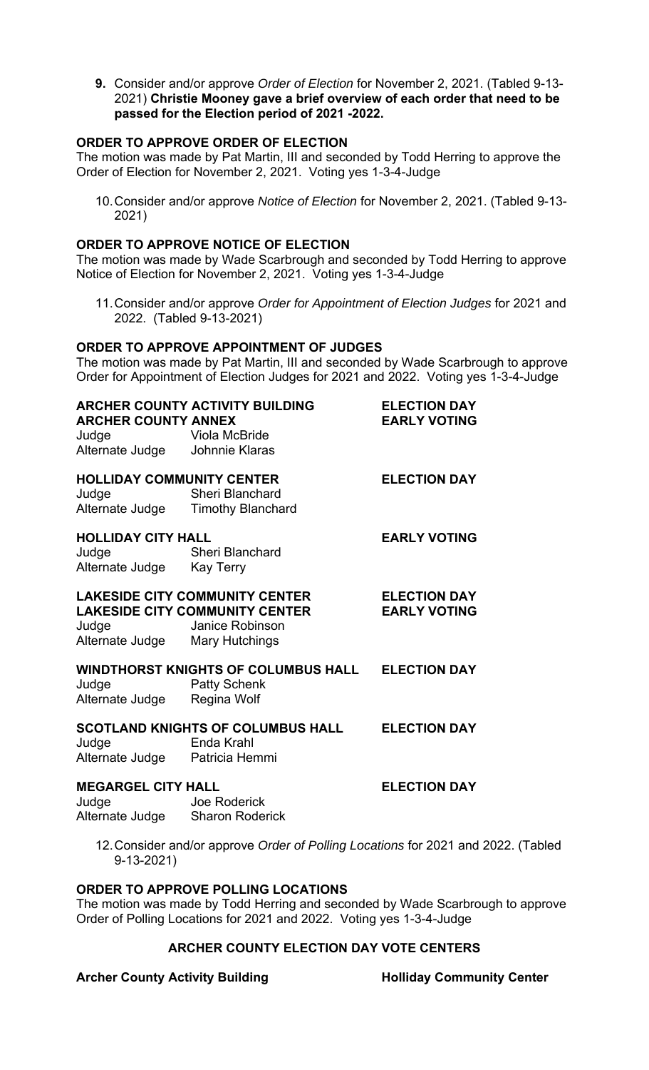9. Consider and/or approve *Order of Election* for November 2, 2021. (Tabled 9-13-2021) **Christie Mooney gave a brief overview of each order that need to be passed for the Election period of 2021 -2022.**

**ORDER TO APPROVE ORDER OF ELECTION**

The motion was made by Pat Martin, III and seconded by Todd Herring to approve the Order of Election for November 2, 2021. Voting yes 1-3-4-Judge

10. Consider and/or approve *Notice of Election* for November 2, 2021. (Tabled 9-13-2021)

**ORDER TO APPROVE NOTICE OF ELECTION**

The motion was made by Wade Scarbrough and seconded by Todd Herring to approve Notice of Election for November 2, 2021. Voting yes 1-3-4-Judge

11. Consider and/or approve *Order for Appointment of Election Judges* for 2021 and 2022. (Tabled 9-13-2021)

**ORDER TO APPROVE APPOINTMENT OF JUDGES**

The motion was made by Pat Martin, III and seconded by Wade Scarbrough to approve Order for Appointment of Election Judges for 2021 and 2022. Voting yes 1-3-4-Judge

| | | |
|---|---|---|
| **ARCHER COUNTY ACTIVITY BUILDING** | | **ELECTION DAY** |
| **ARCHER COUNTY ANNEX** | | **EARLY VOTING** |
| Judge | Viola McBride | |
| Alternate Judge | Johnnie Klaras | |
| **HOLLIDAY COMMUNITY CENTER** | | **ELECTION DAY** |
| Judge | Sheri Blanchard | |
| Alternate Judge | Timothy Blanchard | |
| **HOLLIDAY CITY HALL** | | **EARLY VOTING** |
| Judge | Sheri Blanchard | |
| Alternate Judge | Kay Terry | |
| **LAKESIDE CITY COMMUNITY CENTER** | | **ELECTION DAY** |
| **LAKESIDE CITY COMMUNITY CENTER** | | **EARLY VOTING** |
| Judge | Janice Robinson | |
| Alternate Judge | Mary Hutchings | |
| **WINDTHORST KNIGHTS OF COLUMBUS HALL** | | **ELECTION DAY** |
| Judge | Patty Schenk | |
| Alternate Judge | Regina Wolf | |
| **SCOTLAND KNIGHTS OF COLUMBUS HALL** | | **ELECTION DAY** |
| Judge | Enda Krahl | |
| Alternate Judge | Patricia Hemmi | |
| **MEGARGEL CITY HALL** | | **ELECTION DAY** |
| Judge | Joe Roderick | |
| Alternate Judge | Sharon Roderick | |

12. Consider and/or approve *Order of Polling Locations* for 2021 and 2022. (Tabled 9-13-2021)

**ORDER TO APPROVE POLLING LOCATIONS**

The motion was made by Todd Herring and seconded by Wade Scarbrough to approve Order of Polling Locations for 2021 and 2022. Voting yes 1-3-4-Judge

**ARCHER COUNTY ELECTION DAY VOTE CENTERS**

**Archer County Activity Building** **Holliday Community Center**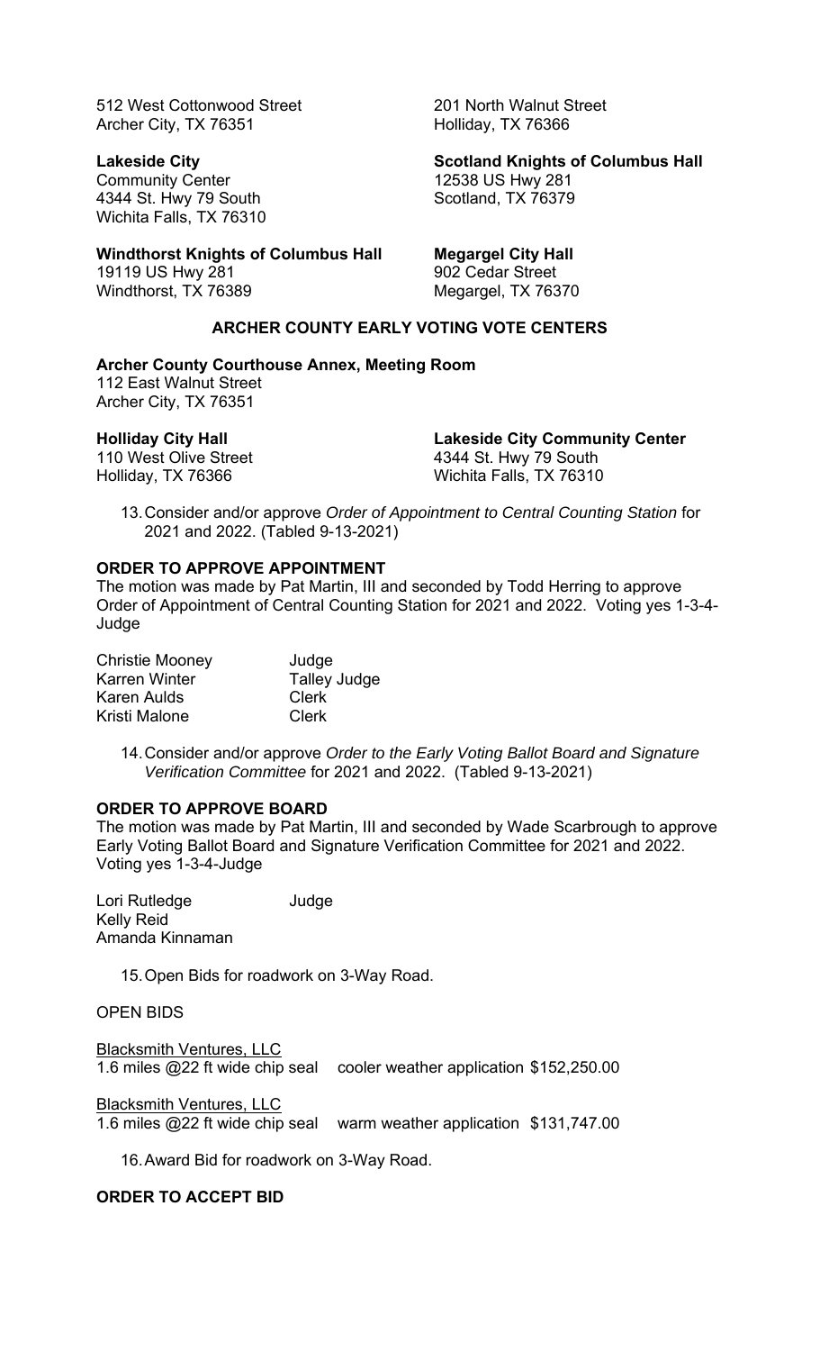512 West Cottonwood Street
Archer City, TX 76351

201 North Walnut Street
Holliday, TX 76366

**Lakeside City**
Community Center
4344 St. Hwy 79 South
Wichita Falls, TX 76310

**Scotland Knights of Columbus Hall**
12538 US Hwy 281
Scotland, TX 76379

**Windthorst Knights of Columbus Hall**
19119 US Hwy 281
Windthorst, TX 76389

**Megargel City Hall**
902 Cedar Street
Megargel, TX 76370

**ARCHER COUNTY EARLY VOTING VOTE CENTERS**

**Archer County Courthouse Annex, Meeting Room**
112 East Walnut Street
Archer City, TX 76351

**Holliday City Hall**
110 West Olive Street
Holliday, TX 76366

**Lakeside City Community Center**
4344 St. Hwy 79 South
Wichita Falls, TX 76310

13. Consider and/or approve *Order of Appointment to Central Counting Station* for 2021 and 2022. (Tabled 9-13-2021)

**ORDER TO APPROVE APPOINTMENT**

The motion was made by Pat Martin, III and seconded by Todd Herring to approve Order of Appointment of Central Counting Station for 2021 and 2022. Voting yes 1-3-4-Judge

| | |
|---|---|
| Christie Mooney | Judge |
| Karren Winter | Talley Judge |
| Karen Aulds | Clerk |
| Kristi Malone | Clerk |

14. Consider and/or approve *Order to the Early Voting Ballot Board and Signature Verification Committee* for 2021 and 2022. (Tabled 9-13-2021)

**ORDER TO APPROVE BOARD**

The motion was made by Pat Martin, III and seconded by Wade Scarbrough to approve Early Voting Ballot Board and Signature Verification Committee for 2021 and 2022. Voting yes 1-3-4-Judge

| | |
|---|---|
| Lori Rutledge | Judge |
| Kelly Reid | |
| Amanda Kinnaman | |

15. Open Bids for roadwork on 3-Way Road.

OPEN BIDS

Blacksmith Ventures, LLC
1.6 miles @22 ft wide chip seal cooler weather application $152,250.00

Blacksmith Ventures, LLC
1.6 miles @22 ft wide chip seal warm weather application $131,747.00

16. Award Bid for roadwork on 3-Way Road.

**ORDER TO ACCEPT BID**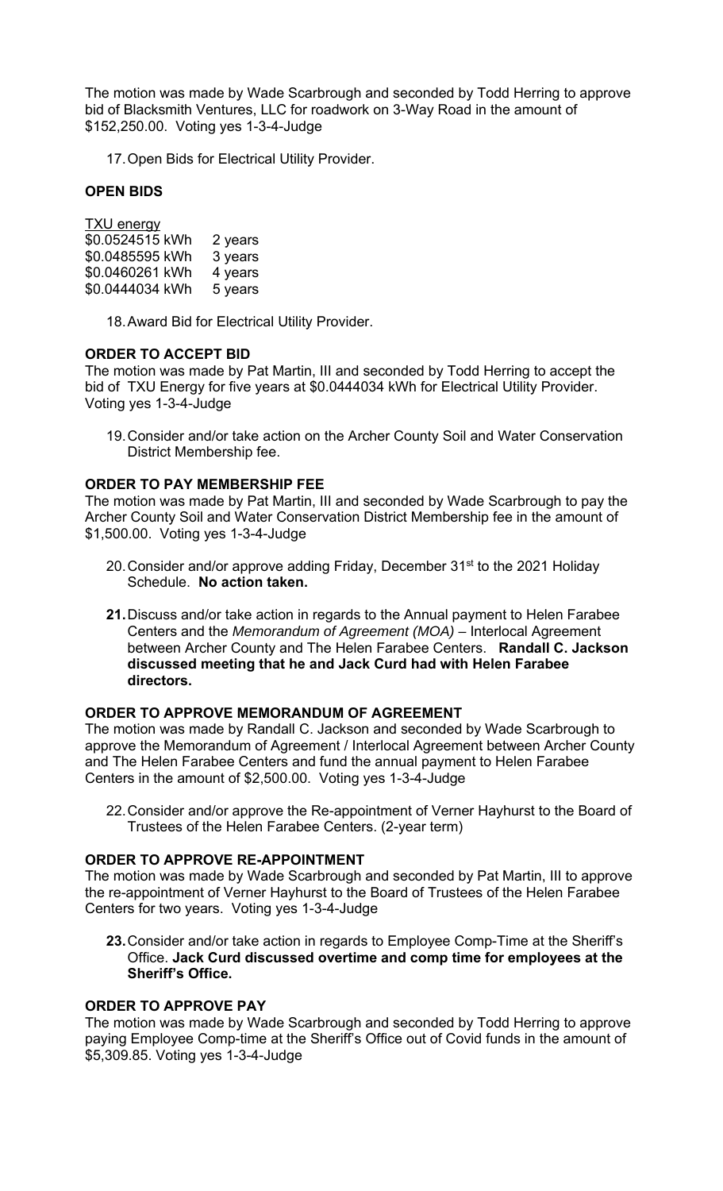The motion was made by Wade Scarbrough and seconded by Todd Herring to approve bid of Blacksmith Ventures, LLC for roadwork on 3-Way Road in the amount of $152,250.00. Voting yes 1-3-4-Judge

17. Open Bids for Electrical Utility Provider.

**OPEN BIDS**

TXU energy

| | |
|---|---|
| $0.0524515 kWh | 2 years |
| $0.0485595 kWh | 3 years |
| $0.0460261 kWh | 4 years |
| $0.0444034 kWh | 5 years |

18. Award Bid for Electrical Utility Provider.

**ORDER TO ACCEPT BID**

The motion was made by Pat Martin, III and seconded by Todd Herring to accept the bid of TXU Energy for five years at $0.0444034 kWh for Electrical Utility Provider. Voting yes 1-3-4-Judge

19. Consider and/or take action on the Archer County Soil and Water Conservation District Membership fee.

**ORDER TO PAY MEMBERSHIP FEE**

The motion was made by Pat Martin, III and seconded by Wade Scarbrough to pay the Archer County Soil and Water Conservation District Membership fee in the amount of $1,500.00. Voting yes 1-3-4-Judge

20. Consider and/or approve adding Friday, December 31st to the 2021 Holiday Schedule. **No action taken.**

**21.** Discuss and/or take action in regards to the Annual payment to Helen Farabee Centers and the *Memorandum of Agreement (MOA)* – Interlocal Agreement between Archer County and The Helen Farabee Centers. **Randall C. Jackson discussed meeting that he and Jack Curd had with Helen Farabee directors.**

**ORDER TO APPROVE MEMORANDUM OF AGREEMENT**

The motion was made by Randall C. Jackson and seconded by Wade Scarbrough to approve the Memorandum of Agreement / Interlocal Agreement between Archer County and The Helen Farabee Centers and fund the annual payment to Helen Farabee Centers in the amount of $2,500.00. Voting yes 1-3-4-Judge

22. Consider and/or approve the Re-appointment of Verner Hayhurst to the Board of Trustees of the Helen Farabee Centers. (2-year term)

**ORDER TO APPROVE RE-APPOINTMENT**

The motion was made by Wade Scarbrough and seconded by Pat Martin, III to approve the re-appointment of Verner Hayhurst to the Board of Trustees of the Helen Farabee Centers for two years. Voting yes 1-3-4-Judge

**23.** Consider and/or take action in regards to Employee Comp-Time at the Sheriff's Office. **Jack Curd discussed overtime and comp time for employees at the Sheriff's Office.**

**ORDER TO APPROVE PAY**

The motion was made by Wade Scarbrough and seconded by Todd Herring to approve paying Employee Comp-time at the Sheriff's Office out of Covid funds in the amount of $5,309.85. Voting yes 1-3-4-Judge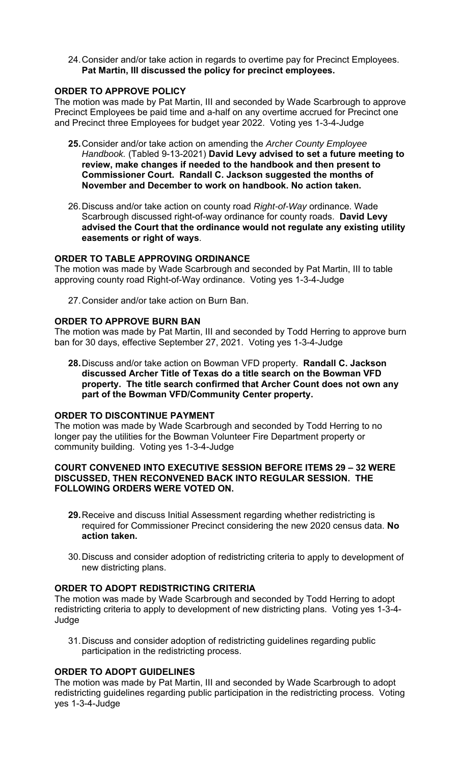24. Consider and/or take action in regards to overtime pay for Precinct Employees. **Pat Martin, III discussed the policy for precinct employees.**

**ORDER TO APPROVE POLICY**

The motion was made by Pat Martin, III and seconded by Wade Scarbrough to approve Precinct Employees be paid time and a-half on any overtime accrued for Precinct one and Precinct three Employees for budget year 2022. Voting yes 1-3-4-Judge

25. Consider and/or take action on amending the *Archer County Employee Handbook.* (Tabled 9-13-2021) **David Levy advised to set a future meeting to review, make changes if needed to the handbook and then present to Commissioner Court. Randall C. Jackson suggested the months of November and December to work on handbook. No action taken.**

26. Discuss and/or take action on county road *Right-of-Way* ordinance. Wade Scarbrough discussed right-of-way ordinance for county roads. **David Levy advised the Court that the ordinance would not regulate any existing utility easements or right of ways**.

**ORDER TO TABLE APPROVING ORDINANCE**

The motion was made by Wade Scarbrough and seconded by Pat Martin, III to table approving county road Right-of-Way ordinance. Voting yes 1-3-4-Judge

27. Consider and/or take action on Burn Ban.

**ORDER TO APPROVE BURN BAN**

The motion was made by Pat Martin, III and seconded by Todd Herring to approve burn ban for 30 days, effective September 27, 2021. Voting yes 1-3-4-Judge

28. Discuss and/or take action on Bowman VFD property. **Randall C. Jackson discussed Archer Title of Texas do a title search on the Bowman VFD property. The title search confirmed that Archer Count does not own any part of the Bowman VFD/Community Center property.**

**ORDER TO DISCONTINUE PAYMENT**

The motion was made by Wade Scarbrough and seconded by Todd Herring to no longer pay the utilities for the Bowman Volunteer Fire Department property or community building. Voting yes 1-3-4-Judge

**COURT CONVENED INTO EXECUTIVE SESSION BEFORE ITEMS 29 – 32 WERE DISCUSSED, THEN RECONVENED BACK INTO REGULAR SESSION. THE FOLLOWING ORDERS WERE VOTED ON.**

29. Receive and discuss Initial Assessment regarding whether redistricting is required for Commissioner Precinct considering the new 2020 census data. **No action taken.**

30. Discuss and consider adoption of redistricting criteria to apply to development of new districting plans.

**ORDER TO ADOPT REDISTRICTING CRITERIA**

The motion was made by Wade Scarbrough and seconded by Todd Herring to adopt redistricting criteria to apply to development of new districting plans. Voting yes 1-3-4-Judge

31. Discuss and consider adoption of redistricting guidelines regarding public participation in the redistricting process.

**ORDER TO ADOPT GUIDELINES**

The motion was made by Pat Martin, III and seconded by Wade Scarbrough to adopt redistricting guidelines regarding public participation in the redistricting process. Voting yes 1-3-4-Judge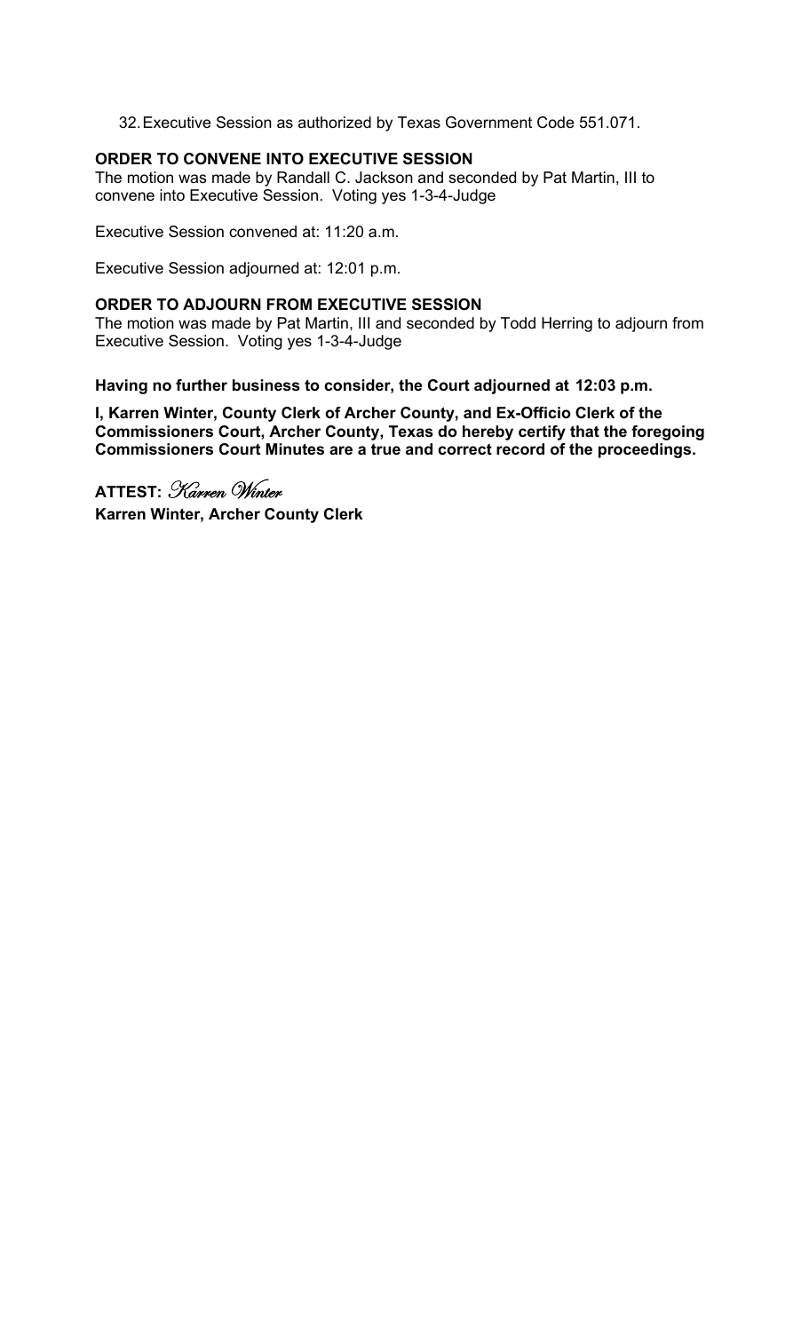32. Executive Session as authorized by Texas Government Code 551.071.

**ORDER TO CONVENE INTO EXECUTIVE SESSION**
The motion was made by Randall C. Jackson and seconded by Pat Martin, III to convene into Executive Session. Voting yes 1-3-4-Judge

Executive Session convened at: 11:20 a.m.

Executive Session adjourned at: 12:01 p.m.

**ORDER TO ADJOURN FROM EXECUTIVE SESSION**
The motion was made by Pat Martin, III and seconded by Todd Herring to adjourn from Executive Session. Voting yes 1-3-4-Judge

**Having no further business to consider, the Court adjourned at 12:03 p.m.**

**I, Karren Winter, County Clerk of Archer County, and Ex-Officio Clerk of the Commissioners Court, Archer County, Texas do hereby certify that the foregoing Commissioners Court Minutes are a true and correct record of the proceedings.**

**ATTEST:** *Karren Winter*
**Karren Winter, Archer County Clerk**